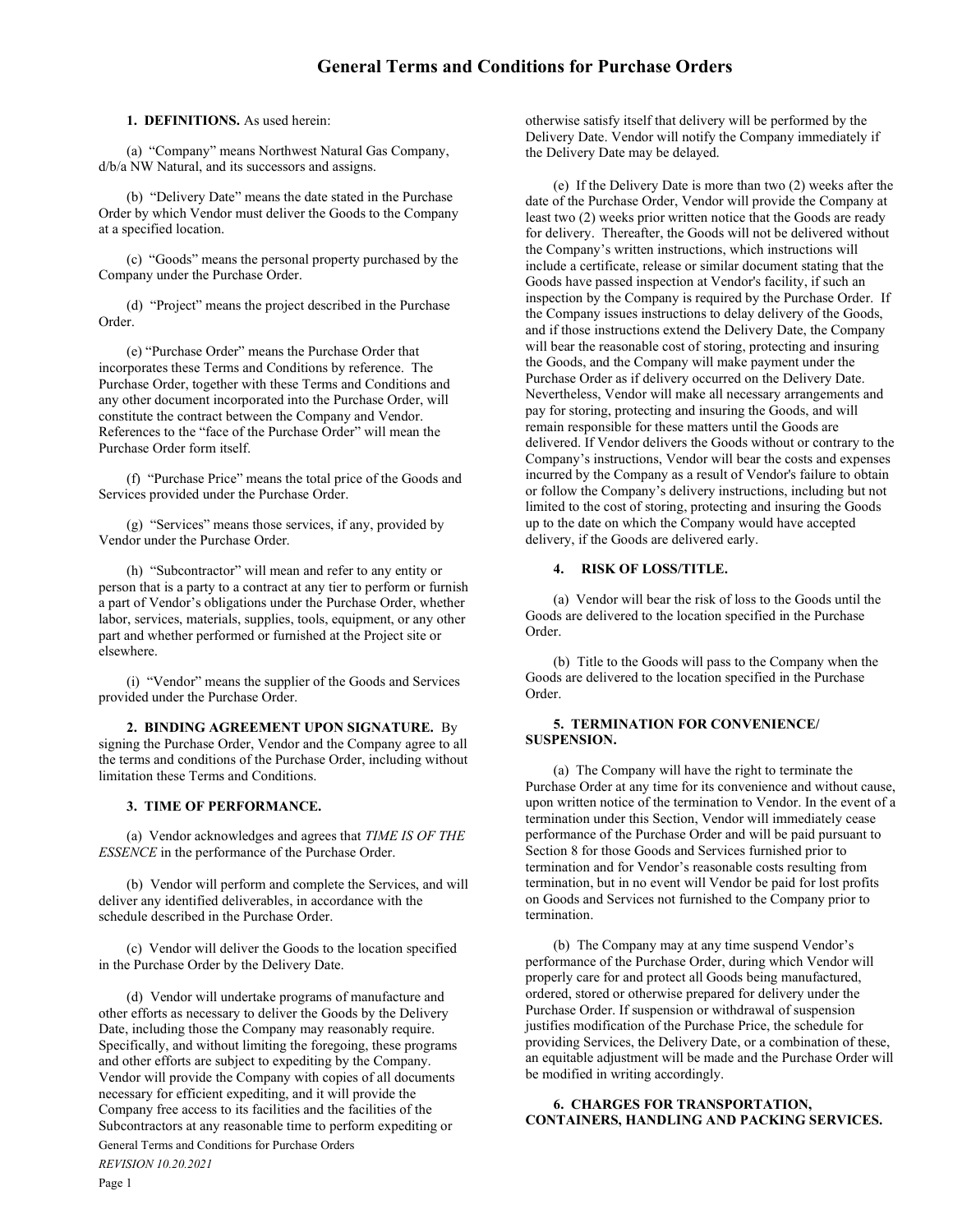# General Terms and Conditions for Purchase Orders

**1. DEFINITIONS.** As used herein:

(a) "Company" means Northwest Natural Gas Company, d/b/a NW Natural, and its successors and assigns.

(b) "Delivery Date" means the date stated in the Purchase Order by which Vendor must deliver the Goods to the Company at a specified location.

(c) "Goods" means the personal property purchased by the Company under the Purchase Order.

(d) "Project" means the project described in the Purchase Order.

(e) "Purchase Order" means the Purchase Order that incorporates these Terms and Conditions by reference. The Purchase Order, together with these Terms and Conditions and any other document incorporated into the Purchase Order, will constitute the contract between the Company and Vendor. References to the "face of the Purchase Order" will mean the Purchase Order form itself.

(f) "Purchase Price" means the total price of the Goods and Services provided under the Purchase Order.

(g) "Services" means those services, if any, provided by Vendor under the Purchase Order.

(h) "Subcontractor" will mean and refer to any entity or person that is a party to a contract at any tier to perform or furnish a part of Vendor's obligations under the Purchase Order, whether labor, services, materials, supplies, tools, equipment, or any other part and whether performed or furnished at the Project site or elsewhere.

(i) "Vendor" means the supplier of the Goods and Services provided under the Purchase Order.

**2. BINDING AGREEMENT UPON SIGNATURE.** By signing the Purchase Order, Vendor and the Company agree to all the terms and conditions of the Purchase Order, including without limitation these Terms and Conditions.

**3. TIME OF PERFORMANCE.**

(a) Vendor acknowledges and agrees that *TIME IS OF THE ESSENCE* in the performance of the Purchase Order.

(b) Vendor will perform and complete the Services, and will deliver any identified deliverables, in accordance with the schedule described in the Purchase Order.

(c) Vendor will deliver the Goods to the location specified in the Purchase Order by the Delivery Date.

(d) Vendor will undertake programs of manufacture and other efforts as necessary to deliver the Goods by the Delivery Date, including those the Company may reasonably require. Specifically, and without limiting the foregoing, these programs and other efforts are subject to expediting by the Company. Vendor will provide the Company with copies of all documents necessary for efficient expediting, and it will provide the Company free access to its facilities and the facilities of the Subcontractors at any reasonable time to perform expediting or otherwise satisfy itself that delivery will be performed by the Delivery Date. Vendor will notify the Company immediately if the Delivery Date may be delayed.

(e) If the Delivery Date is more than two (2) weeks after the date of the Purchase Order, Vendor will provide the Company at least two (2) weeks prior written notice that the Goods are ready for delivery. Thereafter, the Goods will not be delivered without the Company's written instructions, which instructions will include a certificate, release or similar document stating that the Goods have passed inspection at Vendor's facility, if such an inspection by the Company is required by the Purchase Order. If the Company issues instructions to delay delivery of the Goods, and if those instructions extend the Delivery Date, the Company will bear the reasonable cost of storing, protecting and insuring the Goods, and the Company will make payment under the Purchase Order as if delivery occurred on the Delivery Date. Nevertheless, Vendor will make all necessary arrangements and pay for storing, protecting and insuring the Goods, and will remain responsible for these matters until the Goods are delivered. If Vendor delivers the Goods without or contrary to the Company's instructions, Vendor will bear the costs and expenses incurred by the Company as a result of Vendor's failure to obtain or follow the Company's delivery instructions, including but not limited to the cost of storing, protecting and insuring the Goods up to the date on which the Company would have accepted delivery, if the Goods are delivered early.

**4. RISK OF LOSS/TITLE.**

(a) Vendor will bear the risk of loss to the Goods until the Goods are delivered to the location specified in the Purchase Order.

(b) Title to the Goods will pass to the Company when the Goods are delivered to the location specified in the Purchase Order.

**5. TERMINATION FOR CONVENIENCE/ SUSPENSION.**

(a) The Company will have the right to terminate the Purchase Order at any time for its convenience and without cause, upon written notice of the termination to Vendor. In the event of a termination under this Section, Vendor will immediately cease performance of the Purchase Order and will be paid pursuant to Section 8 for those Goods and Services furnished prior to termination and for Vendor's reasonable costs resulting from termination, but in no event will Vendor be paid for lost profits on Goods and Services not furnished to the Company prior to termination.

(b) The Company may at any time suspend Vendor's performance of the Purchase Order, during which Vendor will properly care for and protect all Goods being manufactured, ordered, stored or otherwise prepared for delivery under the Purchase Order. If suspension or withdrawal of suspension justifies modification of the Purchase Price, the schedule for providing Services, the Delivery Date, or a combination of these, an equitable adjustment will be made and the Purchase Order will be modified in writing accordingly.

**6. CHARGES FOR TRANSPORTATION, CONTAINERS, HANDLING AND PACKING SERVICES.**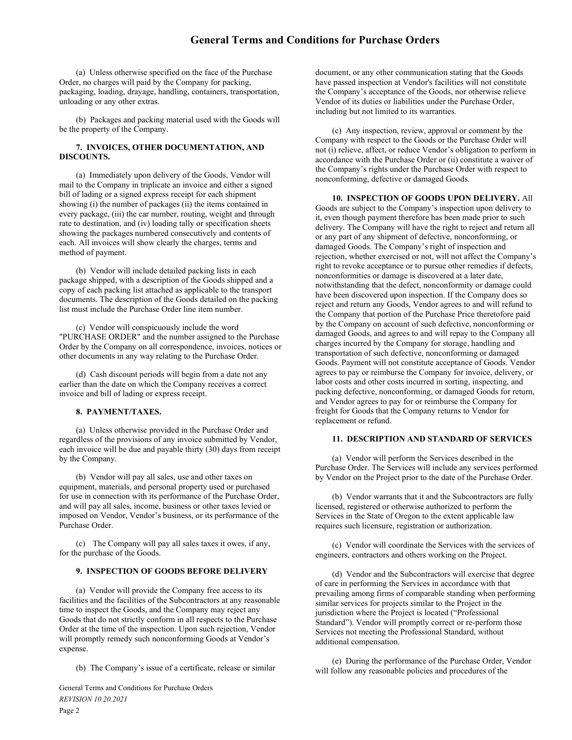(a) Unless otherwise specified on the face of the Purchase Order, no charges will paid by the Company for packing, packaging, loading, drayage, handling, containers, transportation, unloading or any other extras.

(b) Packages and packing material used with the Goods will be the property of the Company.

**7. INVOICES, OTHER DOCUMENTATION, AND DISCOUNTS.**

(a) Immediately upon delivery of the Goods, Vendor will mail to the Company in triplicate an invoice and either a signed bill of lading or a signed express receipt for each shipment showing (i) the number of packages (ii) the items contained in every package, (iii) the car number, routing, weight and through rate to destination, and (iv) loading tally or specification sheets showing the packages numbered consecutively and contents of each. All invoices will show clearly the charges, terms and method of payment.

(b) Vendor will include detailed packing lists in each package shipped, with a description of the Goods shipped and a copy of each packing list attached as applicable to the transport documents. The description of the Goods detailed on the packing list must include the Purchase Order line item number.

(c) Vendor will conspicuously include the word "PURCHASE ORDER" and the number assigned to the Purchase Order by the Company on all correspondence, invoices, notices or other documents in any way relating to the Purchase Order.

(d) Cash discount periods will begin from a date not any earlier than the date on which the Company receives a correct invoice and bill of lading or express receipt.

**8. PAYMENT/TAXES.**

(a) Unless otherwise provided in the Purchase Order and regardless of the provisions of any invoice submitted by Vendor, each invoice will be due and payable thirty (30) days from receipt by the Company.

(b) Vendor will pay all sales, use and other taxes on equipment, materials, and personal property used or purchased for use in connection with its performance of the Purchase Order, and will pay all sales, income, business or other taxes levied or imposed on Vendor, Vendor's business, or its performance of the Purchase Order.

(c) The Company will pay all sales taxes it owes, if any, for the purchase of the Goods.

**9. INSPECTION OF GOODS BEFORE DELIVERY**

(a) Vendor will provide the Company free access to its facilities and the facilities of the Subcontractors at any reasonable time to inspect the Goods, and the Company may reject any Goods that do not strictly conform in all respects to the Purchase Order at the time of the inspection. Upon such rejection, Vendor will promptly remedy such nonconforming Goods at Vendor's expense.

(b) The Company's issue of a certificate, release or similar document, or any other communication stating that the Goods have passed inspection at Vendor's facilities will not constitute the Company's acceptance of the Goods, nor otherwise relieve Vendor of its duties or liabilities under the Purchase Order, including but not limited to its warranties.

(c) Any inspection, review, approval or comment by the Company with respect to the Goods or the Purchase Order will not (i) relieve, affect, or reduce Vendor's obligation to perform in accordance with the Purchase Order or (ii) constitute a waiver of the Company's rights under the Purchase Order with respect to nonconforming, defective or damaged Goods.

**10. INSPECTION OF GOODS UPON DELIVERY.** All Goods are subject to the Company's inspection upon delivery to it, even though payment therefore has been made prior to such delivery. The Company will have the right to reject and return all or any part of any shipment of defective, nonconforming, or damaged Goods. The Company's right of inspection and rejection, whether exercised or not, will not affect the Company's right to revoke acceptance or to pursue other remedies if defects, nonconformities or damage is discovered at a later date, notwithstanding that the defect, nonconformity or damage could have been discovered upon inspection. If the Company does so reject and return any Goods, Vendor agrees to and will refund to the Company that portion of the Purchase Price theretofore paid by the Company on account of such defective, nonconforming or damaged Goods, and agrees to and will repay to the Company all charges incurred by the Company for storage, handling and transportation of such defective, nonconforming or damaged Goods. Payment will not constitute acceptance of Goods. Vendor agrees to pay or reimburse the Company for invoice, delivery, or labor costs and other costs incurred in sorting, inspecting, and packing defective, nonconforming, or damaged Goods for return, and Vendor agrees to pay for or reimburse the Company for freight for Goods that the Company returns to Vendor for replacement or refund.

**11. DESCRIPTION AND STANDARD OF SERVICES**

(a) Vendor will perform the Services described in the Purchase Order. The Services will include any services performed by Vendor on the Project prior to the date of the Purchase Order.

(b) Vendor warrants that it and the Subcontractors are fully licensed, registered or otherwise authorized to perform the Services in the State of Oregon to the extent applicable law requires such licensure, registration or authorization.

(c) Vendor will coordinate the Services with the services of engineers, contractors and others working on the Project.

(d) Vendor and the Subcontractors will exercise that degree of care in performing the Services in accordance with that prevailing among firms of comparable standing when performing similar services for projects similar to the Project in the jurisdiction where the Project is located ("Professional Standard"). Vendor will promptly correct or re-perform those Services not meeting the Professional Standard, without additional compensation.

(e) During the performance of the Purchase Order, Vendor will follow any reasonable policies and procedures of the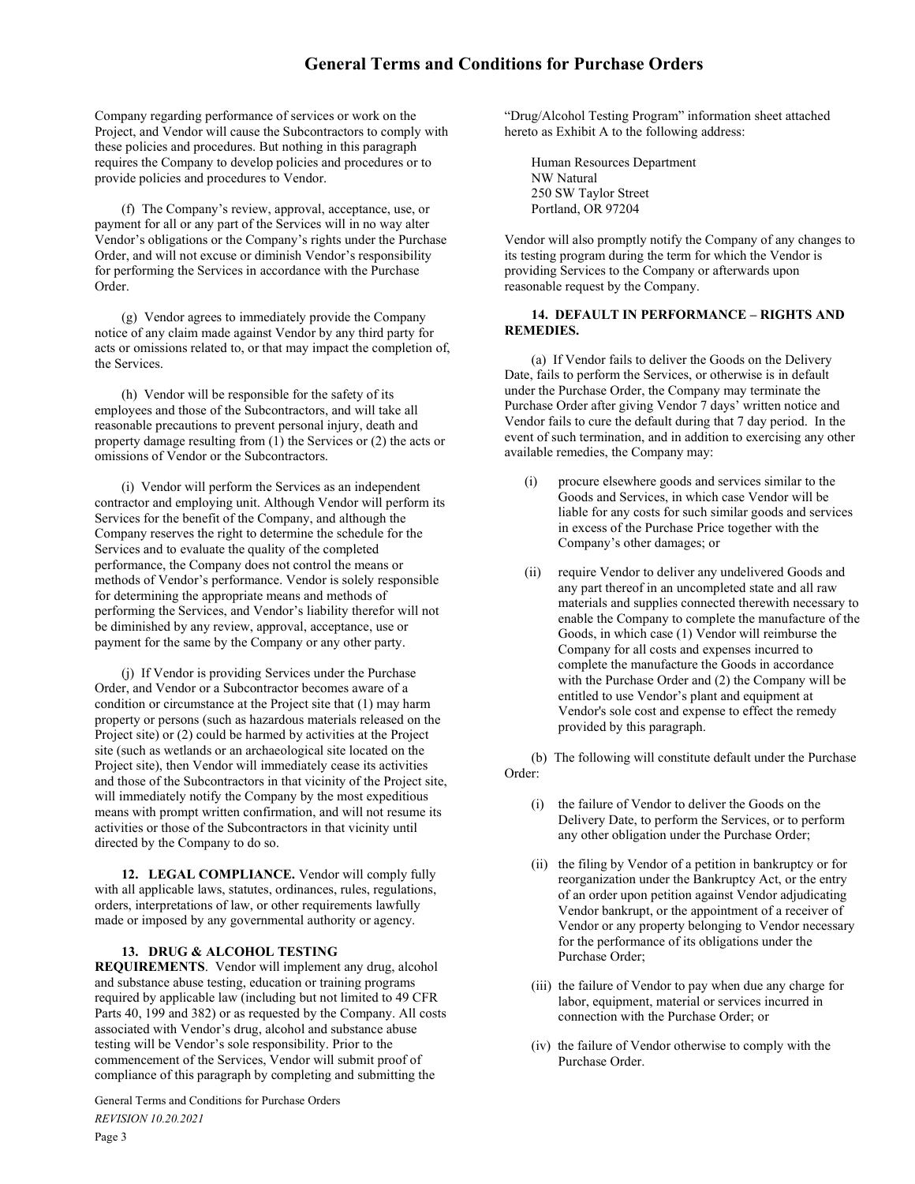Company regarding performance of services or work on the Project, and Vendor will cause the Subcontractors to comply with these policies and procedures. But nothing in this paragraph requires the Company to develop policies and procedures or to provide policies and procedures to Vendor.

(f) The Company's review, approval, acceptance, use, or payment for all or any part of the Services will in no way alter Vendor's obligations or the Company's rights under the Purchase Order, and will not excuse or diminish Vendor's responsibility for performing the Services in accordance with the Purchase Order.

(g) Vendor agrees to immediately provide the Company notice of any claim made against Vendor by any third party for acts or omissions related to, or that may impact the completion of, the Services.

(h) Vendor will be responsible for the safety of its employees and those of the Subcontractors, and will take all reasonable precautions to prevent personal injury, death and property damage resulting from (1) the Services or (2) the acts or omissions of Vendor or the Subcontractors.

(i) Vendor will perform the Services as an independent contractor and employing unit. Although Vendor will perform its Services for the benefit of the Company, and although the Company reserves the right to determine the schedule for the Services and to evaluate the quality of the completed performance, the Company does not control the means or methods of Vendor's performance. Vendor is solely responsible for determining the appropriate means and methods of performing the Services, and Vendor's liability therefor will not be diminished by any review, approval, acceptance, use or payment for the same by the Company or any other party.

(j) If Vendor is providing Services under the Purchase Order, and Vendor or a Subcontractor becomes aware of a condition or circumstance at the Project site that (1) may harm property or persons (such as hazardous materials released on the Project site) or (2) could be harmed by activities at the Project site (such as wetlands or an archaeological site located on the Project site), then Vendor will immediately cease its activities and those of the Subcontractors in that vicinity of the Project site, will immediately notify the Company by the most expeditious means with prompt written confirmation, and will not resume its activities or those of the Subcontractors in that vicinity until directed by the Company to do so.

**12. LEGAL COMPLIANCE.** Vendor will comply fully with all applicable laws, statutes, ordinances, rules, regulations, orders, interpretations of law, or other requirements lawfully made or imposed by any governmental authority or agency.

**13. DRUG & ALCOHOL TESTING REQUIREMENTS**. Vendor will implement any drug, alcohol and substance abuse testing, education or training programs required by applicable law (including but not limited to 49 CFR Parts 40, 199 and 382) or as requested by the Company. All costs associated with Vendor's drug, alcohol and substance abuse testing will be Vendor's sole responsibility. Prior to the commencement of the Services, Vendor will submit proof of compliance of this paragraph by completing and submitting the "Drug/Alcohol Testing Program" information sheet attached hereto as Exhibit A to the following address:

Human Resources Department
NW Natural
250 SW Taylor Street
Portland, OR 97204

Vendor will also promptly notify the Company of any changes to its testing program during the term for which the Vendor is providing Services to the Company or afterwards upon reasonable request by the Company.

**14. DEFAULT IN PERFORMANCE – RIGHTS AND REMEDIES.**

(a) If Vendor fails to deliver the Goods on the Delivery Date, fails to perform the Services, or otherwise is in default under the Purchase Order, the Company may terminate the Purchase Order after giving Vendor 7 days' written notice and Vendor fails to cure the default during that 7 day period. In the event of such termination, and in addition to exercising any other available remedies, the Company may:

(i) procure elsewhere goods and services similar to the Goods and Services, in which case Vendor will be liable for any costs for such similar goods and services in excess of the Purchase Price together with the Company's other damages; or

(ii) require Vendor to deliver any undelivered Goods and any part thereof in an uncompleted state and all raw materials and supplies connected therewith necessary to enable the Company to complete the manufacture of the Goods, in which case (1) Vendor will reimburse the Company for all costs and expenses incurred to complete the manufacture the Goods in accordance with the Purchase Order and (2) the Company will be entitled to use Vendor's plant and equipment at Vendor's sole cost and expense to effect the remedy provided by this paragraph.

(b) The following will constitute default under the Purchase Order:

(i) the failure of Vendor to deliver the Goods on the Delivery Date, to perform the Services, or to perform any other obligation under the Purchase Order;

(ii) the filing by Vendor of a petition in bankruptcy or for reorganization under the Bankruptcy Act, or the entry of an order upon petition against Vendor adjudicating Vendor bankrupt, or the appointment of a receiver of Vendor or any property belonging to Vendor necessary for the performance of its obligations under the Purchase Order;

(iii) the failure of Vendor to pay when due any charge for labor, equipment, material or services incurred in connection with the Purchase Order; or

(iv) the failure of Vendor otherwise to comply with the Purchase Order.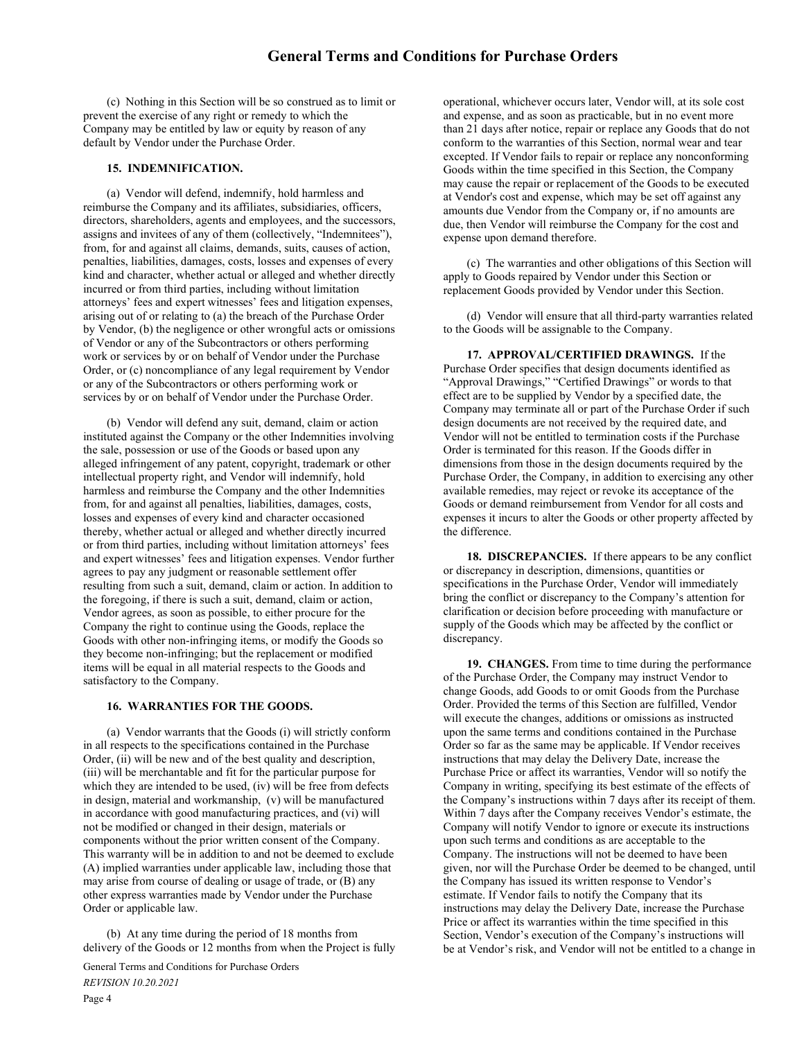(c) Nothing in this Section will be so construed as to limit or prevent the exercise of any right or remedy to which the Company may be entitled by law or equity by reason of any default by Vendor under the Purchase Order.

### 15. INDEMNIFICATION.

(a) Vendor will defend, indemnify, hold harmless and reimburse the Company and its affiliates, subsidiaries, officers, directors, shareholders, agents and employees, and the successors, assigns and invitees of any of them (collectively, "Indemnitees"), from, for and against all claims, demands, suits, causes of action, penalties, liabilities, damages, costs, losses and expenses of every kind and character, whether actual or alleged and whether directly incurred or from third parties, including without limitation attorneys' fees and expert witnesses' fees and litigation expenses, arising out of or relating to (a) the breach of the Purchase Order by Vendor, (b) the negligence or other wrongful acts or omissions of Vendor or any of the Subcontractors or others performing work or services by or on behalf of Vendor under the Purchase Order, or (c) noncompliance of any legal requirement by Vendor or any of the Subcontractors or others performing work or services by or on behalf of Vendor under the Purchase Order.

(b) Vendor will defend any suit, demand, claim or action instituted against the Company or the other Indemnities involving the sale, possession or use of the Goods or based upon any alleged infringement of any patent, copyright, trademark or other intellectual property right, and Vendor will indemnify, hold harmless and reimburse the Company and the other Indemnities from, for and against all penalties, liabilities, damages, costs, losses and expenses of every kind and character occasioned thereby, whether actual or alleged and whether directly incurred or from third parties, including without limitation attorneys' fees and expert witnesses' fees and litigation expenses. Vendor further agrees to pay any judgment or reasonable settlement offer resulting from such a suit, demand, claim or action. In addition to the foregoing, if there is such a suit, demand, claim or action, Vendor agrees, as soon as possible, to either procure for the Company the right to continue using the Goods, replace the Goods with other non-infringing items, or modify the Goods so they become non-infringing; but the replacement or modified items will be equal in all material respects to the Goods and satisfactory to the Company.

### 16. WARRANTIES FOR THE GOODS.

(a) Vendor warrants that the Goods (i) will strictly conform in all respects to the specifications contained in the Purchase Order, (ii) will be new and of the best quality and description, (iii) will be merchantable and fit for the particular purpose for which they are intended to be used, (iv) will be free from defects in design, material and workmanship, (v) will be manufactured in accordance with good manufacturing practices, and (vi) will not be modified or changed in their design, materials or components without the prior written consent of the Company. This warranty will be in addition to and not be deemed to exclude (A) implied warranties under applicable law, including those that may arise from course of dealing or usage of trade, or (B) any other express warranties made by Vendor under the Purchase Order or applicable law.

(b) At any time during the period of 18 months from delivery of the Goods or 12 months from when the Project is fully operational, whichever occurs later, Vendor will, at its sole cost and expense, and as soon as practicable, but in no event more than 21 days after notice, repair or replace any Goods that do not conform to the warranties of this Section, normal wear and tear excepted. If Vendor fails to repair or replace any nonconforming Goods within the time specified in this Section, the Company may cause the repair or replacement of the Goods to be executed at Vendor's cost and expense, which may be set off against any amounts due Vendor from the Company or, if no amounts are due, then Vendor will reimburse the Company for the cost and expense upon demand therefore.

(c) The warranties and other obligations of this Section will apply to Goods repaired by Vendor under this Section or replacement Goods provided by Vendor under this Section.

(d) Vendor will ensure that all third-party warranties related to the Goods will be assignable to the Company.

**17. APPROVAL/CERTIFIED DRAWINGS.** If the Purchase Order specifies that design documents identified as "Approval Drawings," "Certified Drawings" or words to that effect are to be supplied by Vendor by a specified date, the Company may terminate all or part of the Purchase Order if such design documents are not received by the required date, and Vendor will not be entitled to termination costs if the Purchase Order is terminated for this reason. If the Goods differ in dimensions from those in the design documents required by the Purchase Order, the Company, in addition to exercising any other available remedies, may reject or revoke its acceptance of the Goods or demand reimbursement from Vendor for all costs and expenses it incurs to alter the Goods or other property affected by the difference.

**18. DISCREPANCIES.** If there appears to be any conflict or discrepancy in description, dimensions, quantities or specifications in the Purchase Order, Vendor will immediately bring the conflict or discrepancy to the Company's attention for clarification or decision before proceeding with manufacture or supply of the Goods which may be affected by the conflict or discrepancy.

**19. CHANGES.** From time to time during the performance of the Purchase Order, the Company may instruct Vendor to change Goods, add Goods to or omit Goods from the Purchase Order. Provided the terms of this Section are fulfilled, Vendor will execute the changes, additions or omissions as instructed upon the same terms and conditions contained in the Purchase Order so far as the same may be applicable. If Vendor receives instructions that may delay the Delivery Date, increase the Purchase Price or affect its warranties, Vendor will so notify the Company in writing, specifying its best estimate of the effects of the Company's instructions within 7 days after its receipt of them. Within 7 days after the Company receives Vendor's estimate, the Company will notify Vendor to ignore or execute its instructions upon such terms and conditions as are acceptable to the Company. The instructions will not be deemed to have been given, nor will the Purchase Order be deemed to be changed, until the Company has issued its written response to Vendor's estimate. If Vendor fails to notify the Company that its instructions may delay the Delivery Date, increase the Purchase Price or affect its warranties within the time specified in this Section, Vendor's execution of the Company's instructions will be at Vendor's risk, and Vendor will not be entitled to a change in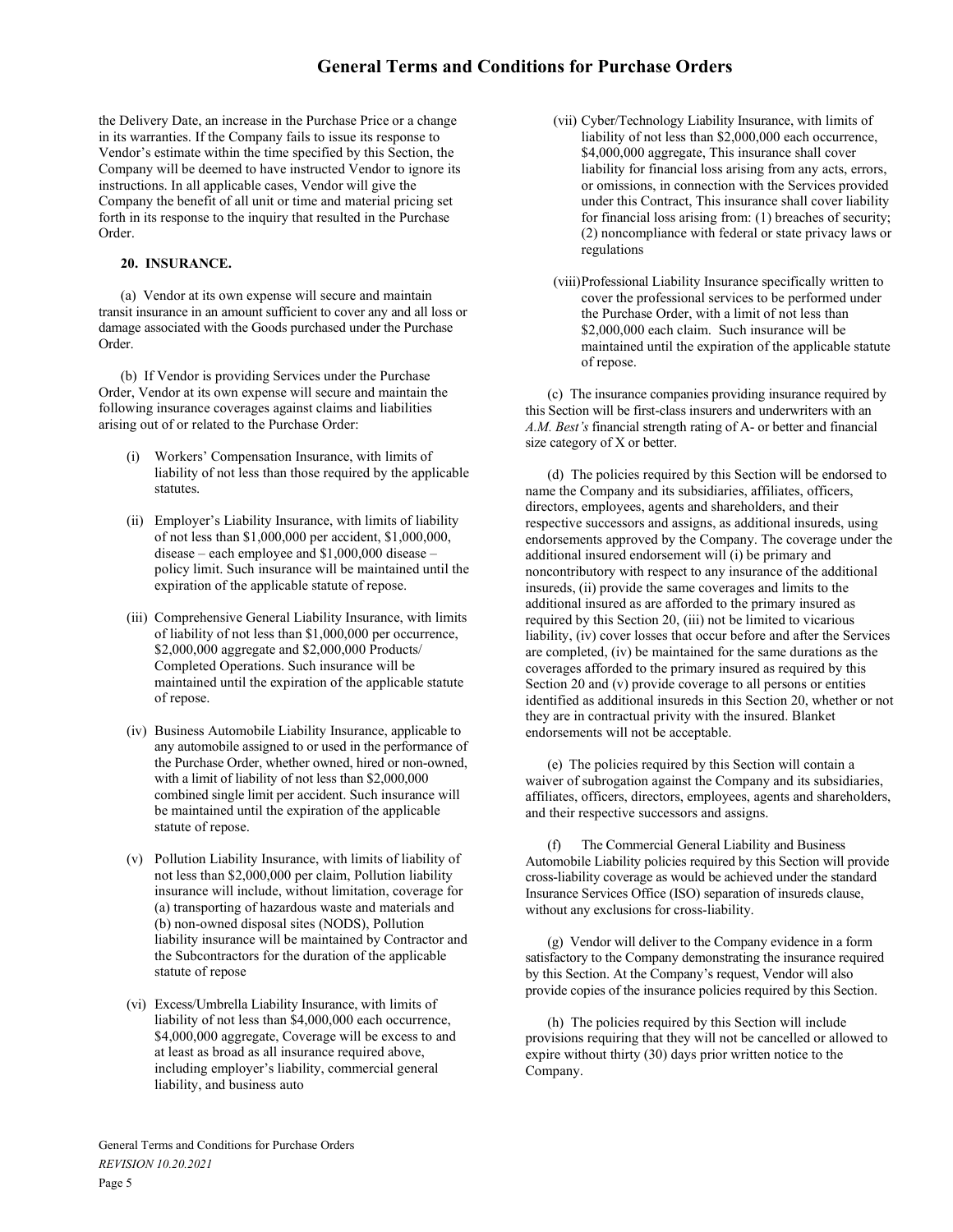the Delivery Date, an increase in the Purchase Price or a change in its warranties. If the Company fails to issue its response to Vendor's estimate within the time specified by this Section, the Company will be deemed to have instructed Vendor to ignore its instructions. In all applicable cases, Vendor will give the Company the benefit of all unit or time and material pricing set forth in its response to the inquiry that resulted in the Purchase Order.

**20. INSURANCE.**

(a) Vendor at its own expense will secure and maintain transit insurance in an amount sufficient to cover any and all loss or damage associated with the Goods purchased under the Purchase Order.

(b) If Vendor is providing Services under the Purchase Order, Vendor at its own expense will secure and maintain the following insurance coverages against claims and liabilities arising out of or related to the Purchase Order:

(i) Workers' Compensation Insurance, with limits of liability of not less than those required by the applicable statutes.

(ii) Employer's Liability Insurance, with limits of liability of not less than $1,000,000 per accident, $1,000,000, disease – each employee and $1,000,000 disease – policy limit. Such insurance will be maintained until the expiration of the applicable statute of repose.

(iii) Comprehensive General Liability Insurance, with limits of liability of not less than $1,000,000 per occurrence, $2,000,000 aggregate and $2,000,000 Products/ Completed Operations. Such insurance will be maintained until the expiration of the applicable statute of repose.

(iv) Business Automobile Liability Insurance, applicable to any automobile assigned to or used in the performance of the Purchase Order, whether owned, hired or non-owned, with a limit of liability of not less than $2,000,000 combined single limit per accident. Such insurance will be maintained until the expiration of the applicable statute of repose.

(v) Pollution Liability Insurance, with limits of liability of not less than $2,000,000 per claim, Pollution liability insurance will include, without limitation, coverage for (a) transporting of hazardous waste and materials and (b) non-owned disposal sites (NODS), Pollution liability insurance will be maintained by Contractor and the Subcontractors for the duration of the applicable statute of repose

(vi) Excess/Umbrella Liability Insurance, with limits of liability of not less than $4,000,000 each occurrence, $4,000,000 aggregate, Coverage will be excess to and at least as broad as all insurance required above, including employer's liability, commercial general liability, and business auto

(vii) Cyber/Technology Liability Insurance, with limits of liability of not less than $2,000,000 each occurrence, $4,000,000 aggregate, This insurance shall cover liability for financial loss arising from any acts, errors, or omissions, in connection with the Services provided under this Contract, This insurance shall cover liability for financial loss arising from: (1) breaches of security; (2) noncompliance with federal or state privacy laws or regulations

(viii) Professional Liability Insurance specifically written to cover the professional services to be performed under the Purchase Order, with a limit of not less than $2,000,000 each claim. Such insurance will be maintained until the expiration of the applicable statute of repose.

(c) The insurance companies providing insurance required by this Section will be first-class insurers and underwriters with an *A.M. Best's* financial strength rating of A- or better and financial size category of X or better.

(d) The policies required by this Section will be endorsed to name the Company and its subsidiaries, affiliates, officers, directors, employees, agents and shareholders, and their respective successors and assigns, as additional insureds, using endorsements approved by the Company. The coverage under the additional insured endorsement will (i) be primary and noncontributory with respect to any insurance of the additional insureds, (ii) provide the same coverages and limits to the additional insured as are afforded to the primary insured as required by this Section 20, (iii) not be limited to vicarious liability, (iv) cover losses that occur before and after the Services are completed, (iv) be maintained for the same durations as the coverages afforded to the primary insured as required by this Section 20 and (v) provide coverage to all persons or entities identified as additional insureds in this Section 20, whether or not they are in contractual privity with the insured. Blanket endorsements will not be acceptable.

(e) The policies required by this Section will contain a waiver of subrogation against the Company and its subsidiaries, affiliates, officers, directors, employees, agents and shareholders, and their respective successors and assigns.

(f) The Commercial General Liability and Business Automobile Liability policies required by this Section will provide cross-liability coverage as would be achieved under the standard Insurance Services Office (ISO) separation of insureds clause, without any exclusions for cross-liability.

(g) Vendor will deliver to the Company evidence in a form satisfactory to the Company demonstrating the insurance required by this Section. At the Company's request, Vendor will also provide copies of the insurance policies required by this Section.

(h) The policies required by this Section will include provisions requiring that they will not be cancelled or allowed to expire without thirty (30) days prior written notice to the Company.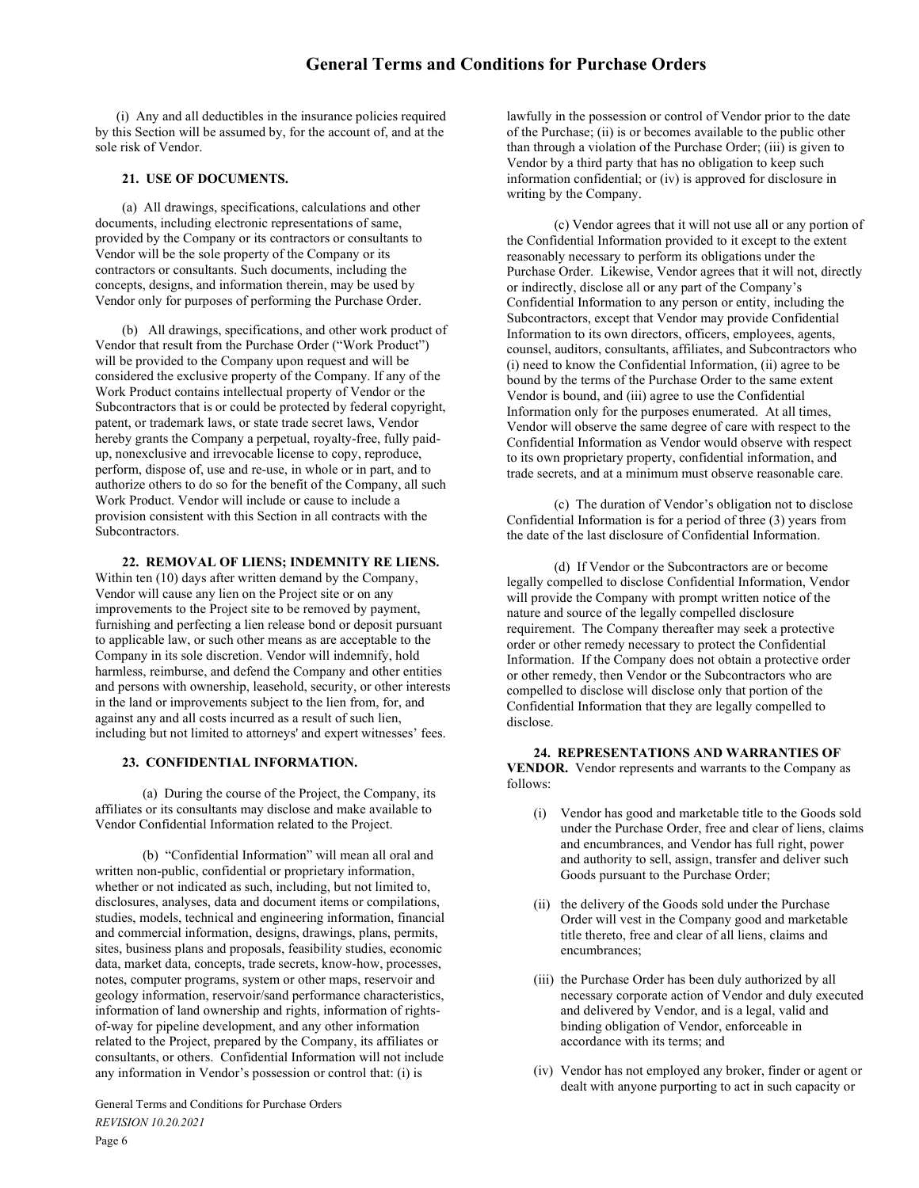(i) Any and all deductibles in the insurance policies required by this Section will be assumed by, for the account of, and at the sole risk of Vendor.

**21. USE OF DOCUMENTS.**

(a) All drawings, specifications, calculations and other documents, including electronic representations of same, provided by the Company or its contractors or consultants to Vendor will be the sole property of the Company or its contractors or consultants. Such documents, including the concepts, designs, and information therein, may be used by Vendor only for purposes of performing the Purchase Order.

(b) All drawings, specifications, and other work product of Vendor that result from the Purchase Order ("Work Product") will be provided to the Company upon request and will be considered the exclusive property of the Company. If any of the Work Product contains intellectual property of Vendor or the Subcontractors that is or could be protected by federal copyright, patent, or trademark laws, or state trade secret laws, Vendor hereby grants the Company a perpetual, royalty-free, fully paid-up, nonexclusive and irrevocable license to copy, reproduce, perform, dispose of, use and re-use, in whole or in part, and to authorize others to do so for the benefit of the Company, all such Work Product. Vendor will include or cause to include a provision consistent with this Section in all contracts with the Subcontractors.

**22. REMOVAL OF LIENS; INDEMNITY RE LIENS.** Within ten (10) days after written demand by the Company, Vendor will cause any lien on the Project site or on any improvements to the Project site to be removed by payment, furnishing and perfecting a lien release bond or deposit pursuant to applicable law, or such other means as are acceptable to the Company in its sole discretion. Vendor will indemnify, hold harmless, reimburse, and defend the Company and other entities and persons with ownership, leasehold, security, or other interests in the land or improvements subject to the lien from, for, and against any and all costs incurred as a result of such lien, including but not limited to attorneys' and expert witnesses' fees.

**23. CONFIDENTIAL INFORMATION.**

(a) During the course of the Project, the Company, its affiliates or its consultants may disclose and make available to Vendor Confidential Information related to the Project.

(b) "Confidential Information" will mean all oral and written non-public, confidential or proprietary information, whether or not indicated as such, including, but not limited to, disclosures, analyses, data and document items or compilations, studies, models, technical and engineering information, financial and commercial information, designs, drawings, plans, permits, sites, business plans and proposals, feasibility studies, economic data, market data, concepts, trade secrets, know-how, processes, notes, computer programs, system or other maps, reservoir and geology information, reservoir/sand performance characteristics, information of land ownership and rights, information of rights-of-way for pipeline development, and any other information related to the Project, prepared by the Company, its affiliates or consultants, or others. Confidential Information will not include any information in Vendor's possession or control that: (i) is lawfully in the possession or control of Vendor prior to the date of the Purchase; (ii) is or becomes available to the public other than through a violation of the Purchase Order; (iii) is given to Vendor by a third party that has no obligation to keep such information confidential; or (iv) is approved for disclosure in writing by the Company.

(c) Vendor agrees that it will not use all or any portion of the Confidential Information provided to it except to the extent reasonably necessary to perform its obligations under the Purchase Order. Likewise, Vendor agrees that it will not, directly or indirectly, disclose all or any part of the Company's Confidential Information to any person or entity, including the Subcontractors, except that Vendor may provide Confidential Information to its own directors, officers, employees, agents, counsel, auditors, consultants, affiliates, and Subcontractors who (i) need to know the Confidential Information, (ii) agree to be bound by the terms of the Purchase Order to the same extent Vendor is bound, and (iii) agree to use the Confidential Information only for the purposes enumerated. At all times, Vendor will observe the same degree of care with respect to the Confidential Information as Vendor would observe with respect to its own proprietary property, confidential information, and trade secrets, and at a minimum must observe reasonable care.

(c) The duration of Vendor's obligation not to disclose Confidential Information is for a period of three (3) years from the date of the last disclosure of Confidential Information.

(d) If Vendor or the Subcontractors are or become legally compelled to disclose Confidential Information, Vendor will provide the Company with prompt written notice of the nature and source of the legally compelled disclosure requirement. The Company thereafter may seek a protective order or other remedy necessary to protect the Confidential Information. If the Company does not obtain a protective order or other remedy, then Vendor or the Subcontractors who are compelled to disclose will disclose only that portion of the Confidential Information that they are legally compelled to disclose.

**24. REPRESENTATIONS AND WARRANTIES OF VENDOR.** Vendor represents and warrants to the Company as follows:

(i) Vendor has good and marketable title to the Goods sold under the Purchase Order, free and clear of liens, claims and encumbrances, and Vendor has full right, power and authority to sell, assign, transfer and deliver such Goods pursuant to the Purchase Order;

(ii) the delivery of the Goods sold under the Purchase Order will vest in the Company good and marketable title thereto, free and clear of all liens, claims and encumbrances;

(iii) the Purchase Order has been duly authorized by all necessary corporate action of Vendor and duly executed and delivered by Vendor, and is a legal, valid and binding obligation of Vendor, enforceable in accordance with its terms; and

(iv) Vendor has not employed any broker, finder or agent or dealt with anyone purporting to act in such capacity or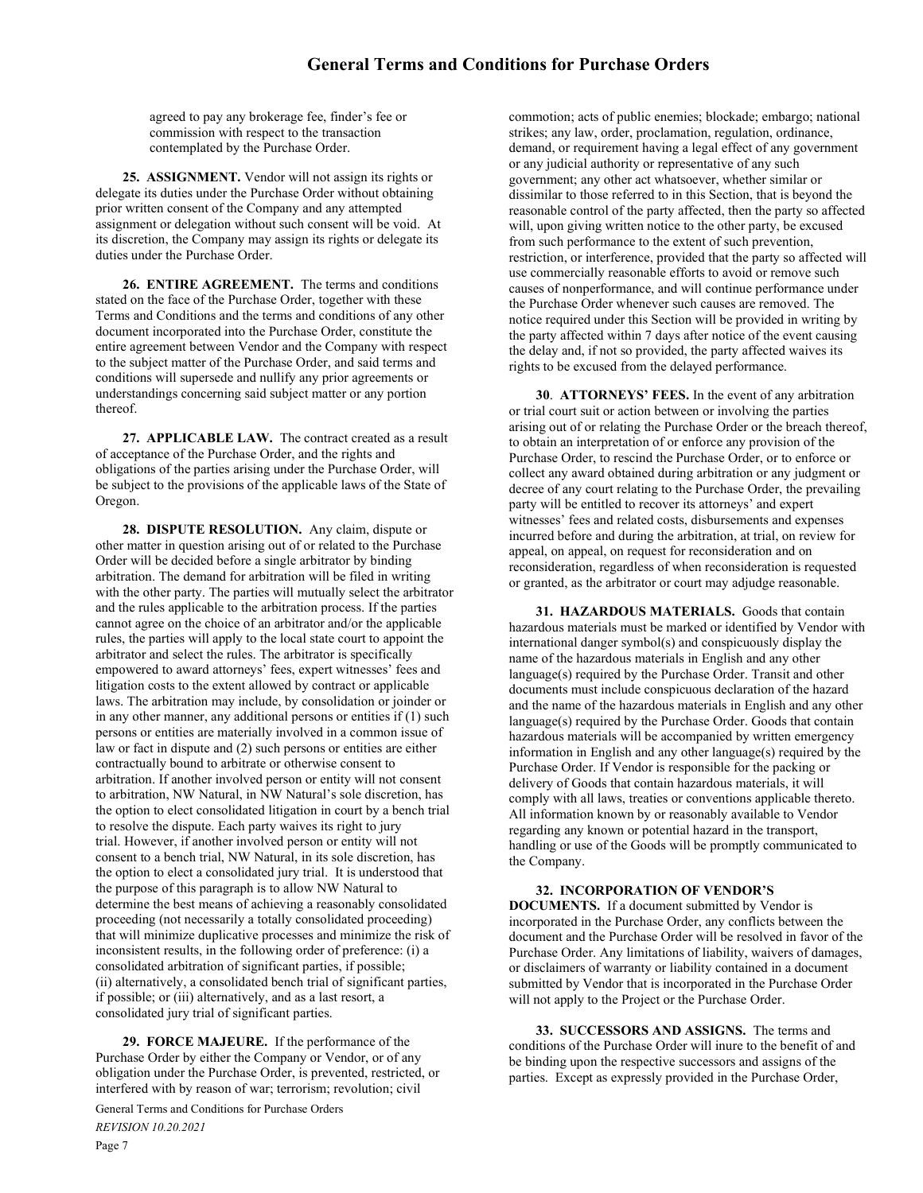agreed to pay any brokerage fee, finder's fee or commission with respect to the transaction contemplated by the Purchase Order.

**25. ASSIGNMENT.** Vendor will not assign its rights or delegate its duties under the Purchase Order without obtaining prior written consent of the Company and any attempted assignment or delegation without such consent will be void. At its discretion, the Company may assign its rights or delegate its duties under the Purchase Order.

**26. ENTIRE AGREEMENT.** The terms and conditions stated on the face of the Purchase Order, together with these Terms and Conditions and the terms and conditions of any other document incorporated into the Purchase Order, constitute the entire agreement between Vendor and the Company with respect to the subject matter of the Purchase Order, and said terms and conditions will supersede and nullify any prior agreements or understandings concerning said subject matter or any portion thereof.

**27. APPLICABLE LAW.** The contract created as a result of acceptance of the Purchase Order, and the rights and obligations of the parties arising under the Purchase Order, will be subject to the provisions of the applicable laws of the State of Oregon.

**28. DISPUTE RESOLUTION.** Any claim, dispute or other matter in question arising out of or related to the Purchase Order will be decided before a single arbitrator by binding arbitration. The demand for arbitration will be filed in writing with the other party. The parties will mutually select the arbitrator and the rules applicable to the arbitration process. If the parties cannot agree on the choice of an arbitrator and/or the applicable rules, the parties will apply to the local state court to appoint the arbitrator and select the rules. The arbitrator is specifically empowered to award attorneys' fees, expert witnesses' fees and litigation costs to the extent allowed by contract or applicable laws. The arbitration may include, by consolidation or joinder or in any other manner, any additional persons or entities if (1) such persons or entities are materially involved in a common issue of law or fact in dispute and (2) such persons or entities are either contractually bound to arbitrate or otherwise consent to arbitration. If another involved person or entity will not consent to arbitration, NW Natural, in NW Natural's sole discretion, has the option to elect consolidated litigation in court by a bench trial to resolve the dispute. Each party waives its right to jury trial. However, if another involved person or entity will not consent to a bench trial, NW Natural, in its sole discretion, has the option to elect a consolidated jury trial. It is understood that the purpose of this paragraph is to allow NW Natural to determine the best means of achieving a reasonably consolidated proceeding (not necessarily a totally consolidated proceeding) that will minimize duplicative processes and minimize the risk of inconsistent results, in the following order of preference: (i) a consolidated arbitration of significant parties, if possible; (ii) alternatively, a consolidated bench trial of significant parties, if possible; or (iii) alternatively, and as a last resort, a consolidated jury trial of significant parties.

**29. FORCE MAJEURE.** If the performance of the Purchase Order by either the Company or Vendor, or of any obligation under the Purchase Order, is prevented, restricted, or interfered with by reason of war; terrorism; revolution; civil commotion; acts of public enemies; blockade; embargo; national strikes; any law, order, proclamation, regulation, ordinance, demand, or requirement having a legal effect of any government or any judicial authority or representative of any such government; any other act whatsoever, whether similar or dissimilar to those referred to in this Section, that is beyond the reasonable control of the party affected, then the party so affected will, upon giving written notice to the other party, be excused from such performance to the extent of such prevention, restriction, or interference, provided that the party so affected will use commercially reasonable efforts to avoid or remove such causes of nonperformance, and will continue performance under the Purchase Order whenever such causes are removed. The notice required under this Section will be provided in writing by the party affected within 7 days after notice of the event causing the delay and, if not so provided, the party affected waives its rights to be excused from the delayed performance.

**30. ATTORNEYS' FEES.** In the event of any arbitration or trial court suit or action between or involving the parties arising out of or relating the Purchase Order or the breach thereof, to obtain an interpretation of or enforce any provision of the Purchase Order, to rescind the Purchase Order, or to enforce or collect any award obtained during arbitration or any judgment or decree of any court relating to the Purchase Order, the prevailing party will be entitled to recover its attorneys' and expert witnesses' fees and related costs, disbursements and expenses incurred before and during the arbitration, at trial, on review for appeal, on appeal, on request for reconsideration and on reconsideration, regardless of when reconsideration is requested or granted, as the arbitrator or court may adjudge reasonable.

**31. HAZARDOUS MATERIALS.** Goods that contain hazardous materials must be marked or identified by Vendor with international danger symbol(s) and conspicuously display the name of the hazardous materials in English and any other language(s) required by the Purchase Order. Transit and other documents must include conspicuous declaration of the hazard and the name of the hazardous materials in English and any other language(s) required by the Purchase Order. Goods that contain hazardous materials will be accompanied by written emergency information in English and any other language(s) required by the Purchase Order. If Vendor is responsible for the packing or delivery of Goods that contain hazardous materials, it will comply with all laws, treaties or conventions applicable thereto. All information known by or reasonably available to Vendor regarding any known or potential hazard in the transport, handling or use of the Goods will be promptly communicated to the Company.

**32. INCORPORATION OF VENDOR'S DOCUMENTS.** If a document submitted by Vendor is incorporated in the Purchase Order, any conflicts between the document and the Purchase Order will be resolved in favor of the Purchase Order. Any limitations of liability, waivers of damages, or disclaimers of warranty or liability contained in a document submitted by Vendor that is incorporated in the Purchase Order will not apply to the Project or the Purchase Order.

**33. SUCCESSORS AND ASSIGNS.** The terms and conditions of the Purchase Order will inure to the benefit of and be binding upon the respective successors and assigns of the parties. Except as expressly provided in the Purchase Order,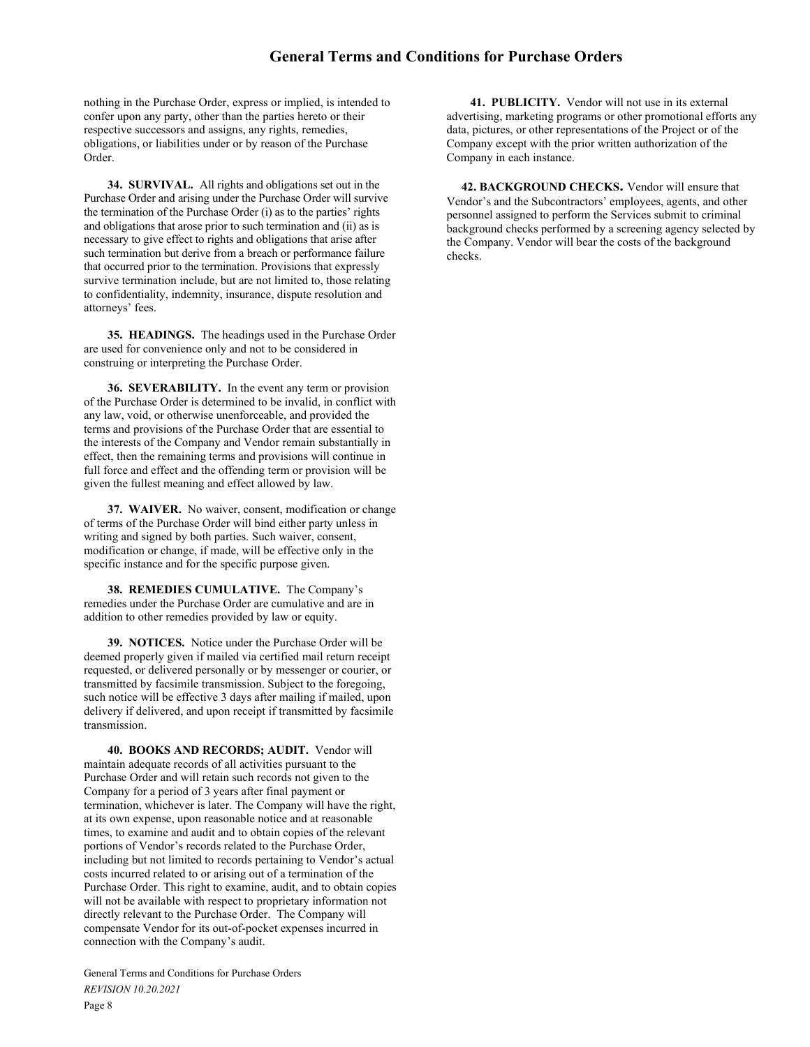nothing in the Purchase Order, express or implied, is intended to confer upon any party, other than the parties hereto or their respective successors and assigns, any rights, remedies, obligations, or liabilities under or by reason of the Purchase Order.

**34. SURVIVAL.** All rights and obligations set out in the Purchase Order and arising under the Purchase Order will survive the termination of the Purchase Order (i) as to the parties' rights and obligations that arose prior to such termination and (ii) as is necessary to give effect to rights and obligations that arise after such termination but derive from a breach or performance failure that occurred prior to the termination. Provisions that expressly survive termination include, but are not limited to, those relating to confidentiality, indemnity, insurance, dispute resolution and attorneys' fees.

**35. HEADINGS.** The headings used in the Purchase Order are used for convenience only and not to be considered in construing or interpreting the Purchase Order.

**36. SEVERABILITY.** In the event any term or provision of the Purchase Order is determined to be invalid, in conflict with any law, void, or otherwise unenforceable, and provided the terms and provisions of the Purchase Order that are essential to the interests of the Company and Vendor remain substantially in effect, then the remaining terms and provisions will continue in full force and effect and the offending term or provision will be given the fullest meaning and effect allowed by law.

**37. WAIVER.** No waiver, consent, modification or change of terms of the Purchase Order will bind either party unless in writing and signed by both parties. Such waiver, consent, modification or change, if made, will be effective only in the specific instance and for the specific purpose given.

**38. REMEDIES CUMULATIVE.** The Company's remedies under the Purchase Order are cumulative and are in addition to other remedies provided by law or equity.

**39. NOTICES.** Notice under the Purchase Order will be deemed properly given if mailed via certified mail return receipt requested, or delivered personally or by messenger or courier, or transmitted by facsimile transmission. Subject to the foregoing, such notice will be effective 3 days after mailing if mailed, upon delivery if delivered, and upon receipt if transmitted by facsimile transmission.

**40. BOOKS AND RECORDS; AUDIT.** Vendor will maintain adequate records of all activities pursuant to the Purchase Order and will retain such records not given to the Company for a period of 3 years after final payment or termination, whichever is later. The Company will have the right, at its own expense, upon reasonable notice and at reasonable times, to examine and audit and to obtain copies of the relevant portions of Vendor's records related to the Purchase Order, including but not limited to records pertaining to Vendor's actual costs incurred related to or arising out of a termination of the Purchase Order. This right to examine, audit, and to obtain copies will not be available with respect to proprietary information not directly relevant to the Purchase Order. The Company will compensate Vendor for its out-of-pocket expenses incurred in connection with the Company's audit.

**41. PUBLICITY.** Vendor will not use in its external advertising, marketing programs or other promotional efforts any data, pictures, or other representations of the Project or of the Company except with the prior written authorization of the Company in each instance.

**42. BACKGROUND CHECKS.** Vendor will ensure that Vendor's and the Subcontractors' employees, agents, and other personnel assigned to perform the Services submit to criminal background checks performed by a screening agency selected by the Company. Vendor will bear the costs of the background checks.